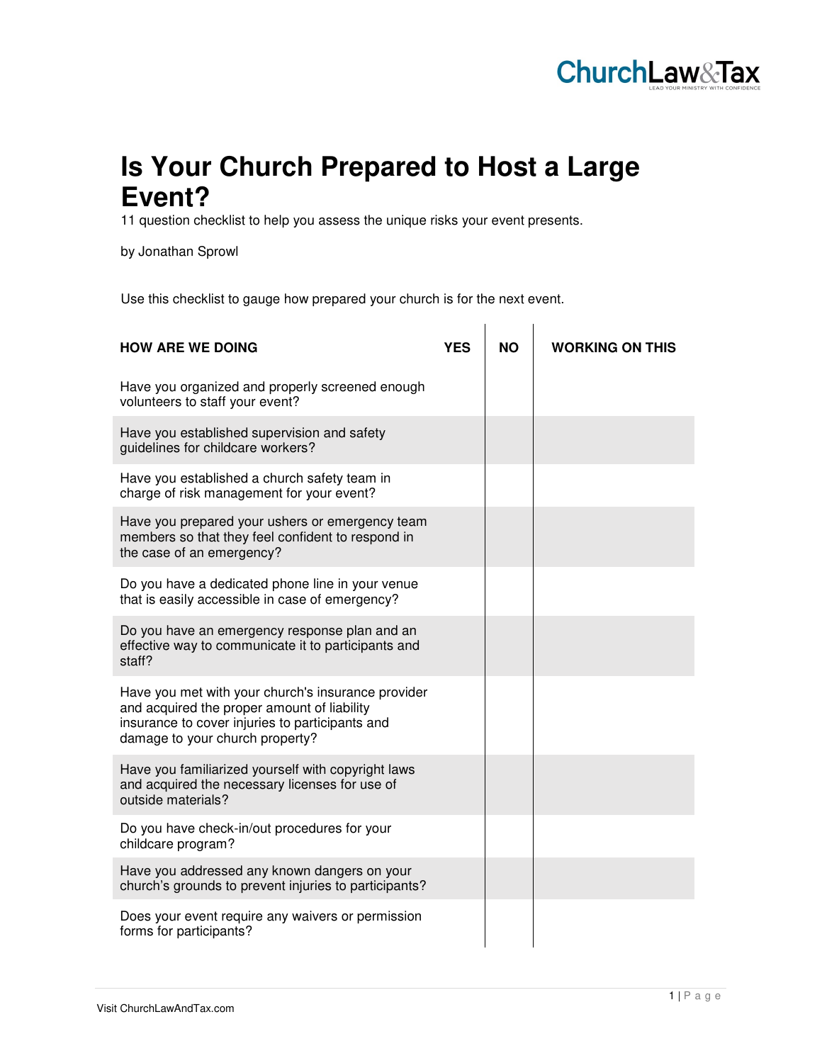# Is Your Church Prepared to Host a Large Event?

11 question checklist to help you assess the unique risks your event presents.

by Jonathan Sprowl

Use this checklist to gauge how prepared your church is for the next event.

| HOW ARE WE DOING | YES | NO | WORKING ON THIS |
|---|---|---|---|
| Have you organized and properly screened enough volunteers to staff your event? | | | |
| Have you established supervision and safety guidelines for childcare workers? | | | |
| Have you established a church safety team in charge of risk management for your event? | | | |
| Have you prepared your ushers or emergency team members so that they feel confident to respond in the case of an emergency? | | | |
| Do you have a dedicated phone line in your venue that is easily accessible in case of emergency? | | | |
| Do you have an emergency response plan and an effective way to communicate it to participants and staff? | | | |
| Have you met with your church's insurance provider and acquired the proper amount of liability insurance to cover injuries to participants and damage to your church property? | | | |
| Have you familiarized yourself with copyright laws and acquired the necessary licenses for use of outside materials? | | | |
| Do you have check-in/out procedures for your childcare program? | | | |
| Have you addressed any known dangers on your church's grounds to prevent injuries to participants? | | | |
| Does your event require any waivers or permission forms for participants? | | | |

Visit ChurchLawAndTax.com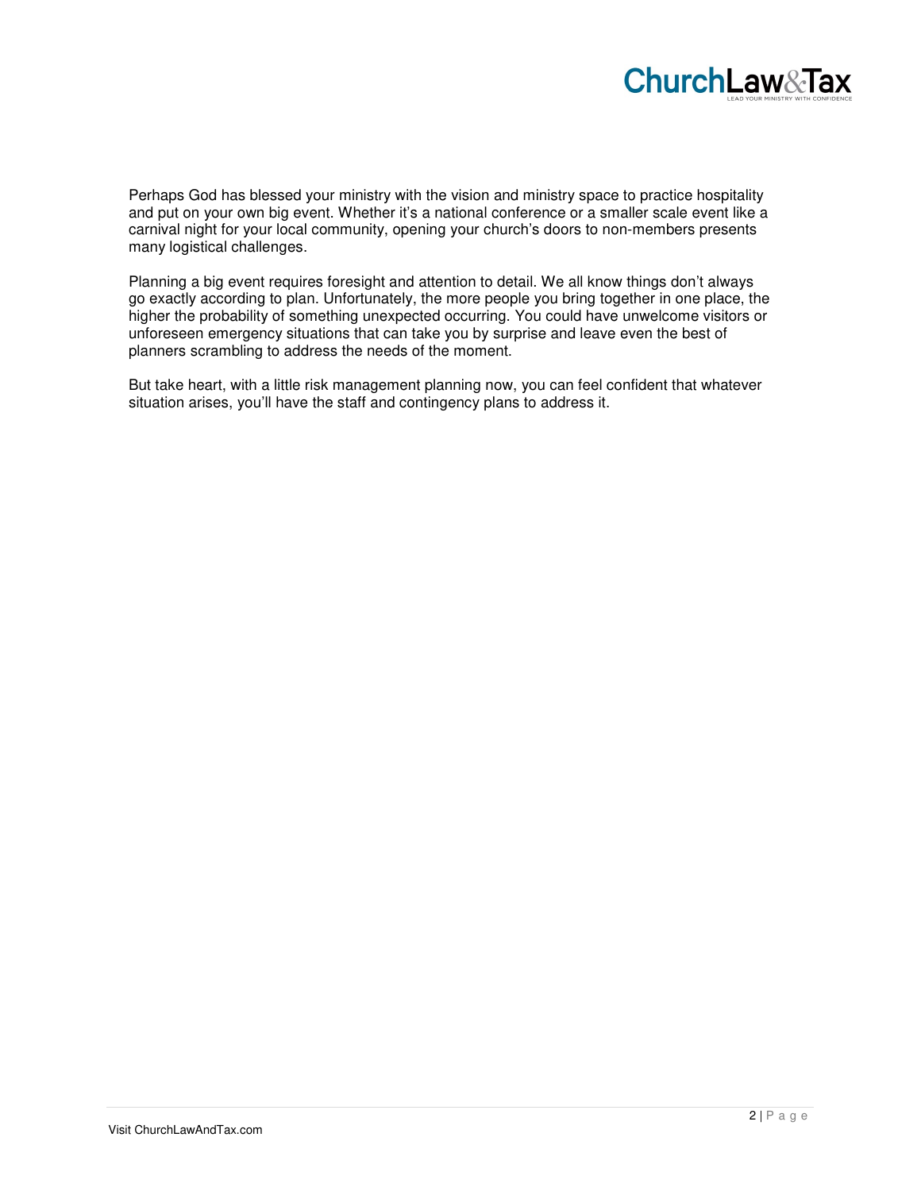Perhaps God has blessed your ministry with the vision and ministry space to practice hospitality and put on your own big event. Whether it's a national conference or a smaller scale event like a carnival night for your local community, opening your church's doors to non-members presents many logistical challenges.

Planning a big event requires foresight and attention to detail. We all know things don't always go exactly according to plan. Unfortunately, the more people you bring together in one place, the higher the probability of something unexpected occurring. You could have unwelcome visitors or unforeseen emergency situations that can take you by surprise and leave even the best of planners scrambling to address the needs of the moment.

But take heart, with a little risk management planning now, you can feel confident that whatever situation arises, you'll have the staff and contingency plans to address it.